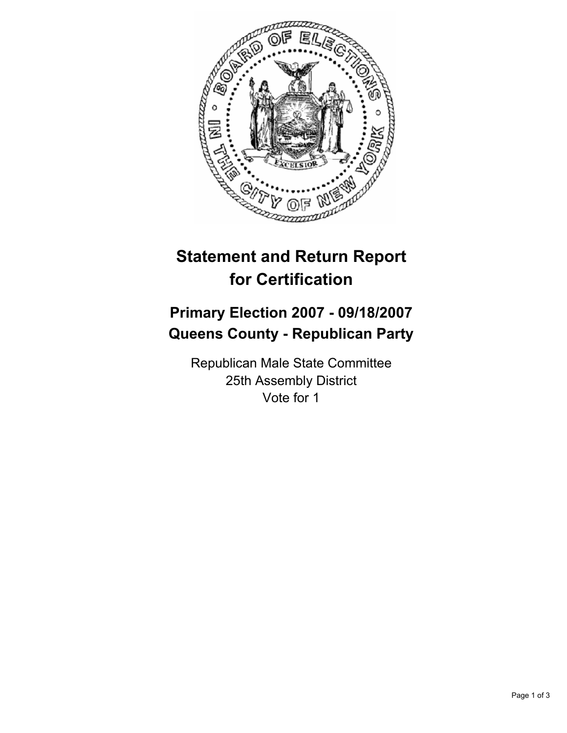# Statement and Return Report for Certification

## Primary Election 2007 - 09/18/2007
## Queens County - Republican Party

Republican Male State Committee
25th Assembly District
Vote for 1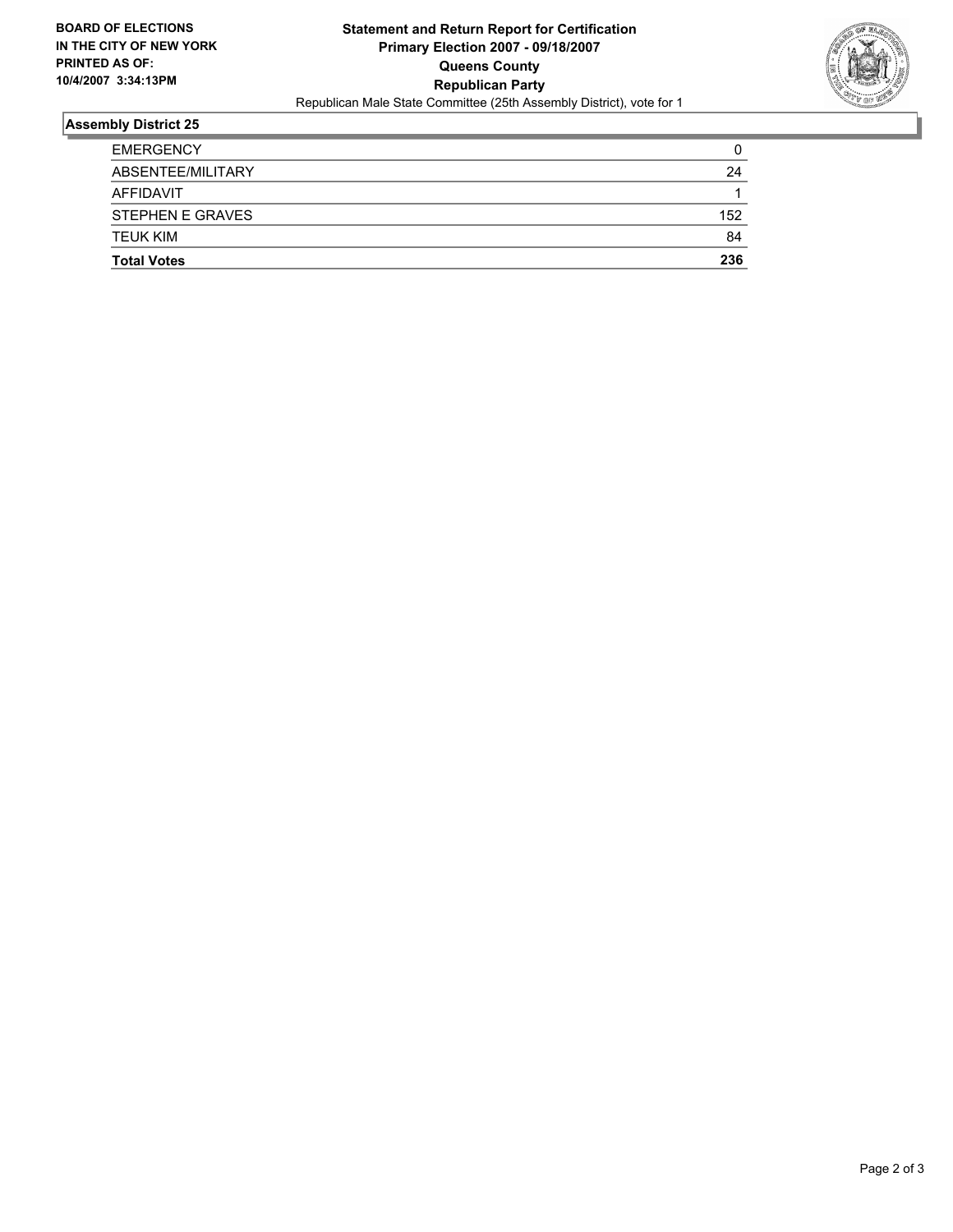**BOARD OF ELECTIONS IN THE CITY OF NEW YORK PRINTED AS OF: 10/4/2007 3:34:13PM**

# Statement and Return Report for Certification
## Primary Election 2007 - 09/18/2007
## Queens County
## Republican Party

Republican Male State Committee (25th Assembly District), vote for 1

### Assembly District 25

| | |
|---|---|
| EMERGENCY | 0 |
| ABSENTEE/MILITARY | 24 |
| AFFIDAVIT | 1 |
| STEPHEN E GRAVES | 152 |
| TEUK KIM | 84 |
| **Total Votes** | **236** |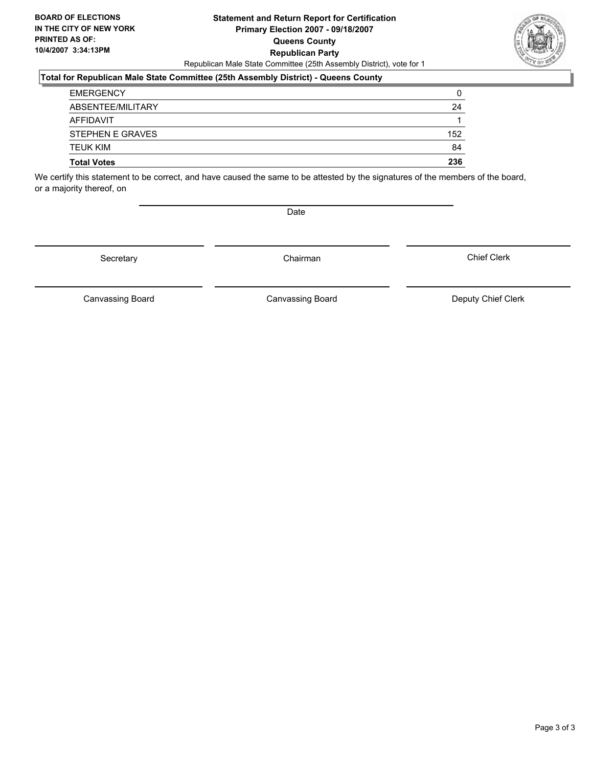**BOARD OF ELECTIONS IN THE CITY OF NEW YORK PRINTED AS OF: 10/4/2007 3:34:13PM**

**Statement and Return Report for Certification**
**Primary Election 2007 - 09/18/2007**
**Queens County**
**Republican Party**
Republican Male State Committee (25th Assembly District), vote for 1

**Total for Republican Male State Committee (25th Assembly District) - Queens County**

| | |
|---|---|
| EMERGENCY | 0 |
| ABSENTEE/MILITARY | 24 |
| AFFIDAVIT | 1 |
| STEPHEN E GRAVES | 152 |
| TEUK KIM | 84 |
| **Total Votes** | **236** |

We certify this statement to be correct, and have caused the same to be attested by the signatures of the members of the board, or a majority thereof, on

Date

Secretary

Chairman

Chief Clerk

Canvassing Board

Canvassing Board

Deputy Chief Clerk